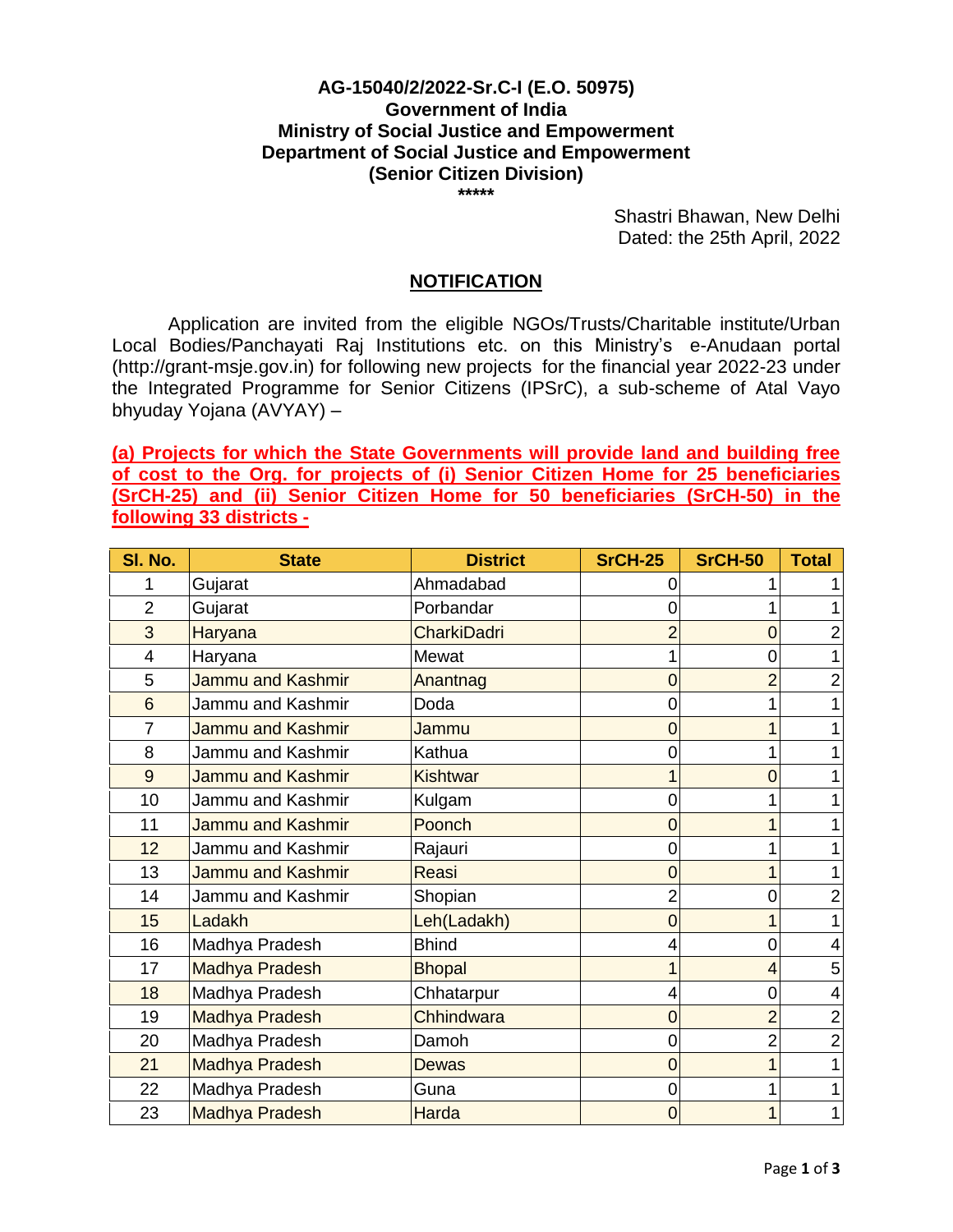**AG-15040/2/2022-Sr.C-I (E.O. 50975)**
**Government of India**
**Ministry of Social Justice and Empowerment**
**Department of Social Justice and Empowerment**
**(Senior Citizen Division)**
*****

Shastri Bhawan, New Delhi
Dated: the 25th April, 2022

## NOTIFICATION

Application are invited from the eligible NGOs/Trusts/Charitable institute/Urban Local Bodies/Panchayati Raj Institutions etc. on this Ministry's e-Anudaan portal (http://grant-msje.gov.in) for following new projects for the financial year 2022-23 under the Integrated Programme for Senior Citizens (IPSrC), a sub-scheme of Atal Vayo bhyuday Yojana (AVYAY) –

**(a) Projects for which the State Governments will provide land and building free of cost to the Org. for projects of (i) Senior Citizen Home for 25 beneficiaries (SrCH-25) and (ii) Senior Citizen Home for 50 beneficiaries (SrCH-50) in the following 33 districts -**

| Sl. No. | State | District | SrCH-25 | SrCH-50 | Total |
|---|---|---|---|---|---|
| 1 | Gujarat | Ahmadabad | 0 | 1 | 1 |
| 2 | Gujarat | Porbandar | 0 | 1 | 1 |
| 3 | Haryana | CharkiDadri | 2 | 0 | 2 |
| 4 | Haryana | Mewat | 1 | 0 | 1 |
| 5 | Jammu and Kashmir | Anantnag | 0 | 2 | 2 |
| 6 | Jammu and Kashmir | Doda | 0 | 1 | 1 |
| 7 | Jammu and Kashmir | Jammu | 0 | 1 | 1 |
| 8 | Jammu and Kashmir | Kathua | 0 | 1 | 1 |
| 9 | Jammu and Kashmir | Kishtwar | 1 | 0 | 1 |
| 10 | Jammu and Kashmir | Kulgam | 0 | 1 | 1 |
| 11 | Jammu and Kashmir | Poonch | 0 | 1 | 1 |
| 12 | Jammu and Kashmir | Rajauri | 0 | 1 | 1 |
| 13 | Jammu and Kashmir | Reasi | 0 | 1 | 1 |
| 14 | Jammu and Kashmir | Shopian | 2 | 0 | 2 |
| 15 | Ladakh | Leh(Ladakh) | 0 | 1 | 1 |
| 16 | Madhya Pradesh | Bhind | 4 | 0 | 4 |
| 17 | Madhya Pradesh | Bhopal | 1 | 4 | 5 |
| 18 | Madhya Pradesh | Chhatarpur | 4 | 0 | 4 |
| 19 | Madhya Pradesh | Chhindwara | 0 | 2 | 2 |
| 20 | Madhya Pradesh | Damoh | 0 | 2 | 2 |
| 21 | Madhya Pradesh | Dewas | 0 | 1 | 1 |
| 22 | Madhya Pradesh | Guna | 0 | 1 | 1 |
| 23 | Madhya Pradesh | Harda | 0 | 1 | 1 |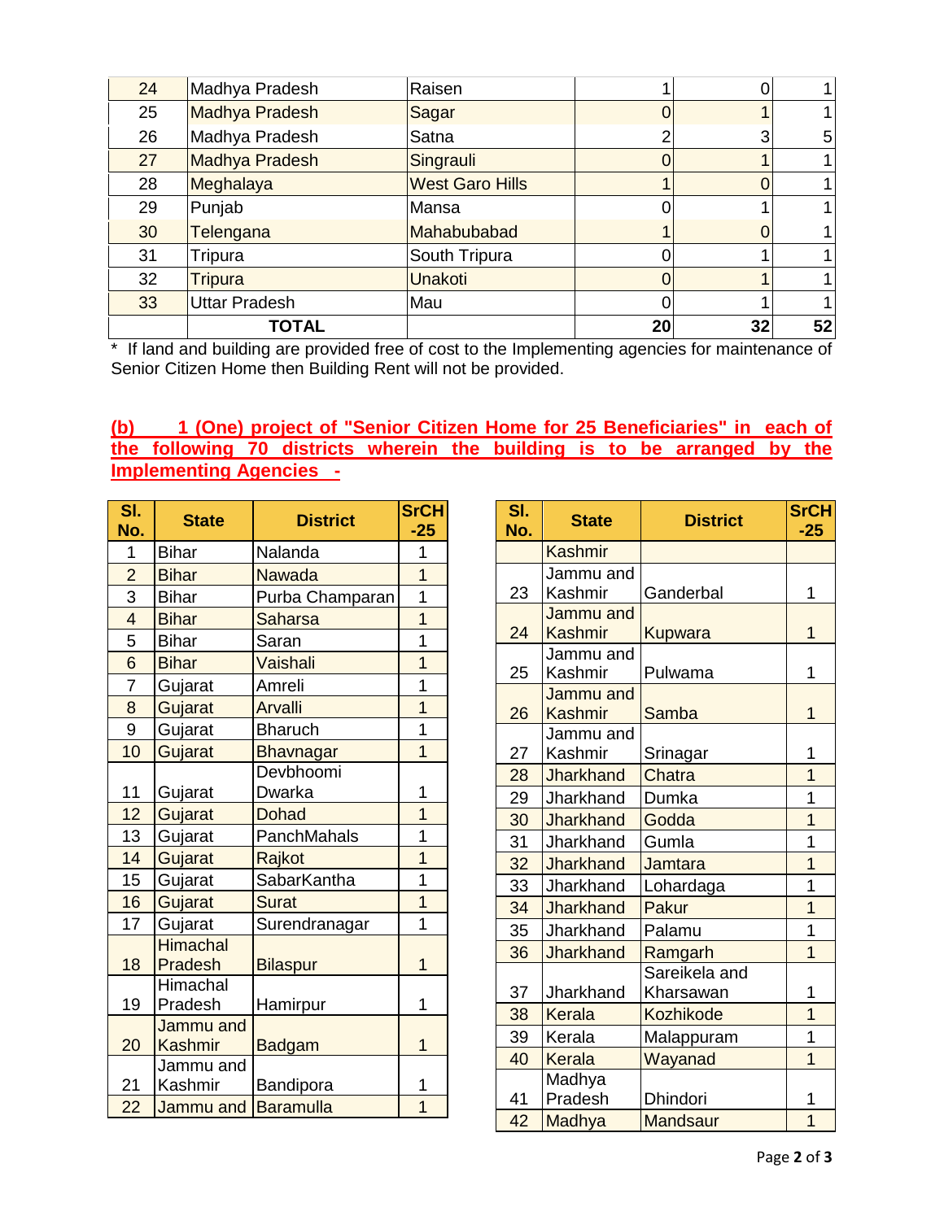| 24 | Madhya Pradesh | Raisen | 1 | 0 | 1 |
|---|---|---|---|---|---|
| 25 | Madhya Pradesh | Sagar | 0 | 1 | 1 |
| 26 | Madhya Pradesh | Satna | 2 | 3 | 5 |
| 27 | Madhya Pradesh | Singrauli | 0 | 1 | 1 |
| 28 | Meghalaya | West Garo Hills | 1 | 0 | 1 |
| 29 | Punjab | Mansa | 0 | 1 | 1 |
| 30 | Telengana | Mahabubabad | 1 | 0 | 1 |
| 31 | Tripura | South Tripura | 0 | 1 | 1 |
| 32 | Tripura | Unakoti | 0 | 1 | 1 |
| 33 | Uttar Pradesh | Mau | 0 | 1 | 1 |
| | **TOTAL** | | **20** | **32** | **52** |

\* If land and building are provided free of cost to the Implementing agencies for maintenance of Senior Citizen Home then Building Rent will not be provided.

**(b) 1 (One) project of "Senior Citizen Home for 25 Beneficiaries" in each of the following 70 districts wherein the building is to be arranged by the Implementing Agencies -**

| Sl. No. | State | District | SrCH -25 |
|---|---|---|---|
| 1 | Bihar | Nalanda | 1 |
| 2 | Bihar | Nawada | 1 |
| 3 | Bihar | Purba Champaran | 1 |
| 4 | Bihar | Saharsa | 1 |
| 5 | Bihar | Saran | 1 |
| 6 | Bihar | Vaishali | 1 |
| 7 | Gujarat | Amreli | 1 |
| 8 | Gujarat | Arvalli | 1 |
| 9 | Gujarat | Bharuch | 1 |
| 10 | Gujarat | Bhavnagar | 1 |
| 11 | Gujarat | Devbhoomi Dwarka | 1 |
| 12 | Gujarat | Dohad | 1 |
| 13 | Gujarat | PanchMahals | 1 |
| 14 | Gujarat | Rajkot | 1 |
| 15 | Gujarat | SabarKantha | 1 |
| 16 | Gujarat | Surat | 1 |
| 17 | Gujarat | Surendranagar | 1 |
| 18 | Himachal Pradesh | Bilaspur | 1 |
| 19 | Himachal Pradesh | Hamirpur | 1 |
| 20 | Jammu and Kashmir | Badgam | 1 |
| 21 | Jammu and Kashmir | Bandipora | 1 |
| 22 | Jammu and Kashmir | Baramulla | 1 |
| 23 | Jammu and Kashmir | Ganderbal | 1 |
| 24 | Jammu and Kashmir | Kupwara | 1 |
| 25 | Jammu and Kashmir | Pulwama | 1 |
| 26 | Jammu and Kashmir | Samba | 1 |
| 27 | Jammu and Kashmir | Srinagar | 1 |
| 28 | Jharkhand | Chatra | 1 |
| 29 | Jharkhand | Dumka | 1 |
| 30 | Jharkhand | Godda | 1 |
| 31 | Jharkhand | Gumla | 1 |
| 32 | Jharkhand | Jamtara | 1 |
| 33 | Jharkhand | Lohardaga | 1 |
| 34 | Jharkhand | Pakur | 1 |
| 35 | Jharkhand | Palamu | 1 |
| 36 | Jharkhand | Ramgarh | 1 |
| 37 | Jharkhand | Sareikela and Kharsawan | 1 |
| 38 | Kerala | Kozhikode | 1 |
| 39 | Kerala | Malappuram | 1 |
| 40 | Kerala | Wayanad | 1 |
| 41 | Madhya Pradesh | Dhindori | 1 |
| 42 | Madhya | Mandsaur | 1 |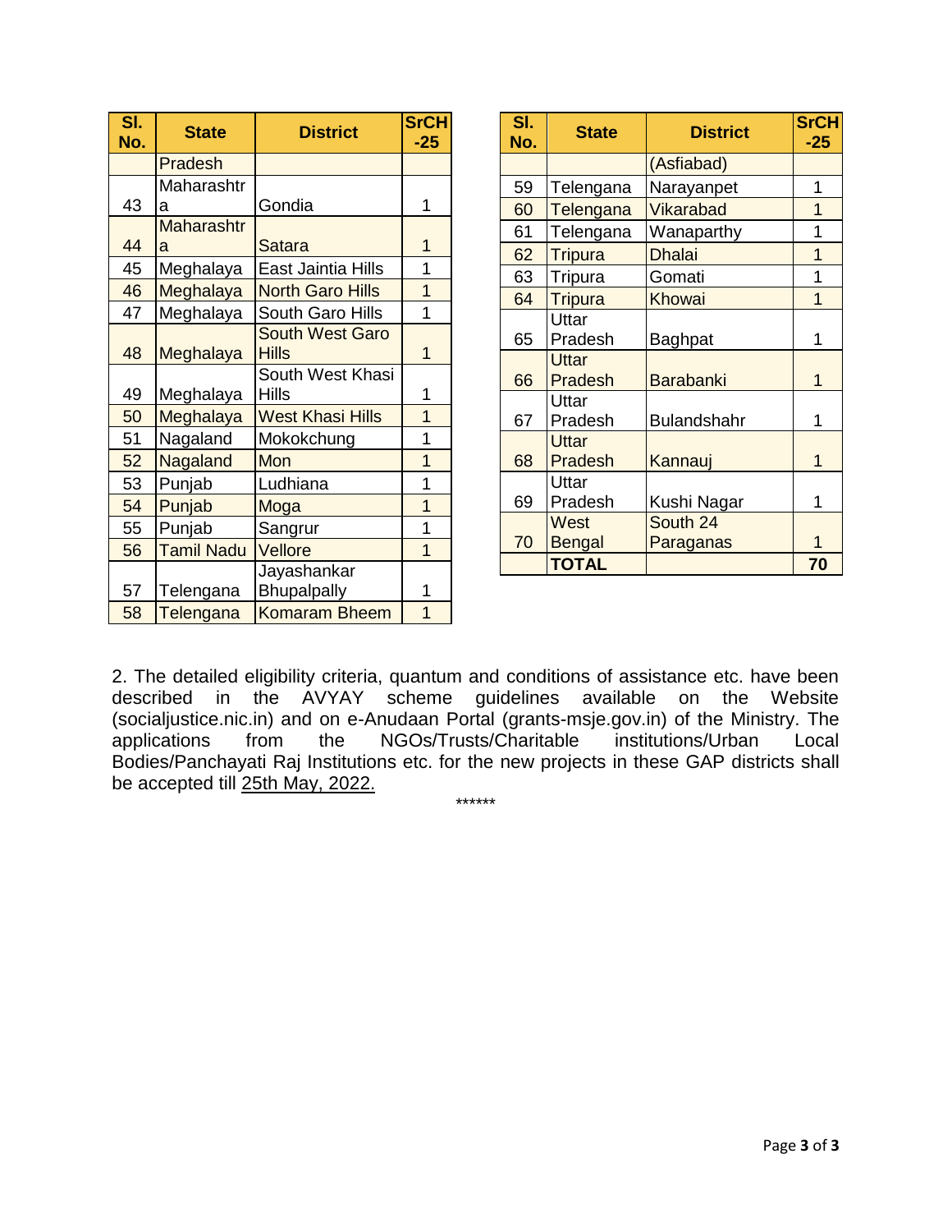| Sl. No. | State | District | SrCH -25 |
|---|---|---|---|
| | Pradesh | | |
| 43 | Maharashtra | Gondia | 1 |
| 44 | Maharashtra | Satara | 1 |
| 45 | Meghalaya | East Jaintia Hills | 1 |
| 46 | Meghalaya | North Garo Hills | 1 |
| 47 | Meghalaya | South Garo Hills | 1 |
| 48 | Meghalaya | South West Garo Hills | 1 |
| 49 | Meghalaya | South West Khasi Hills | 1 |
| 50 | Meghalaya | West Khasi Hills | 1 |
| 51 | Nagaland | Mokokchung | 1 |
| 52 | Nagaland | Mon | 1 |
| 53 | Punjab | Ludhiana | 1 |
| 54 | Punjab | Moga | 1 |
| 55 | Punjab | Sangrur | 1 |
| 56 | Tamil Nadu | Vellore | 1 |
| 57 | Telengana | Jayashankar Bhupalpally | 1 |
| 58 | Telengana | Komaram Bheem | 1 |
| | | (Asfiabad) | |
| 59 | Telengana | Narayanpet | 1 |
| 60 | Telengana | Vikarabad | 1 |
| 61 | Telengana | Wanaparthy | 1 |
| 62 | Tripura | Dhalai | 1 |
| 63 | Tripura | Gomati | 1 |
| 64 | Tripura | Khowai | 1 |
| 65 | Uttar Pradesh | Baghpat | 1 |
| 66 | Uttar Pradesh | Barabanki | 1 |
| 67 | Uttar Pradesh | Bulandshahr | 1 |
| 68 | Uttar Pradesh | Kannauj | 1 |
| 69 | Uttar Pradesh | Kushi Nagar | 1 |
| 70 | West Bengal | South 24 Paraganas | 1 |
| | **TOTAL** | | **70** |

2. The detailed eligibility criteria, quantum and conditions of assistance etc. have been described in the AVYAY scheme guidelines available on the Website (socialjustice.nic.in) and on e-Anudaan Portal (grants-msje.gov.in) of the Ministry. The applications from the NGOs/Trusts/Charitable institutions/Urban Local Bodies/Panchayati Raj Institutions etc. for the new projects in these GAP districts shall be accepted till 25th May, 2022.

******